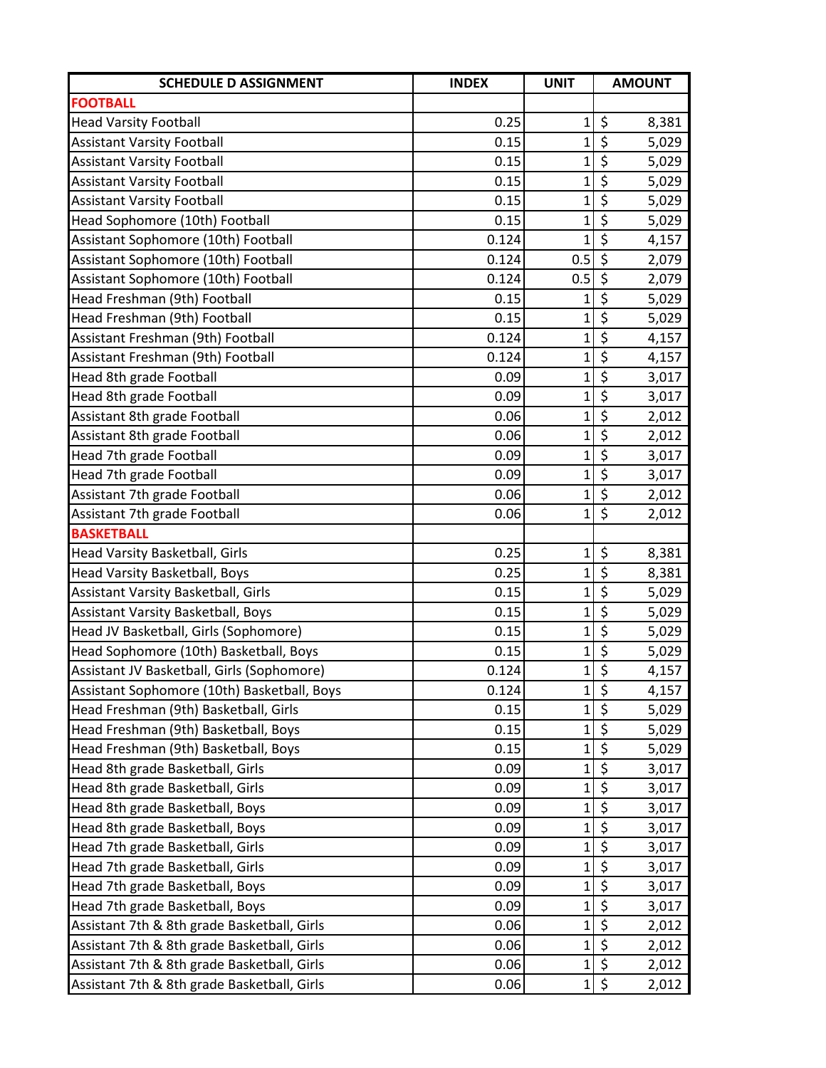| SCHEDULE D ASSIGNMENT | INDEX | UNIT | AMOUNT |
|---|---|---|---|
| **FOOTBALL** | | | |
| Head Varsity Football | 0.25 | 1 | $ 8,381 |
| Assistant Varsity Football | 0.15 | 1 | $ 5,029 |
| Assistant Varsity Football | 0.15 | 1 | $ 5,029 |
| Assistant Varsity Football | 0.15 | 1 | $ 5,029 |
| Assistant Varsity Football | 0.15 | 1 | $ 5,029 |
| Head Sophomore (10th) Football | 0.15 | 1 | $ 5,029 |
| Assistant Sophomore (10th) Football | 0.124 | 1 | $ 4,157 |
| Assistant Sophomore (10th) Football | 0.124 | 0.5 | $ 2,079 |
| Assistant Sophomore (10th) Football | 0.124 | 0.5 | $ 2,079 |
| Head Freshman (9th) Football | 0.15 | 1 | $ 5,029 |
| Head Freshman (9th) Football | 0.15 | 1 | $ 5,029 |
| Assistant Freshman (9th) Football | 0.124 | 1 | $ 4,157 |
| Assistant Freshman (9th) Football | 0.124 | 1 | $ 4,157 |
| Head 8th grade Football | 0.09 | 1 | $ 3,017 |
| Head 8th grade Football | 0.09 | 1 | $ 3,017 |
| Assistant 8th grade Football | 0.06 | 1 | $ 2,012 |
| Assistant 8th grade Football | 0.06 | 1 | $ 2,012 |
| Head 7th grade Football | 0.09 | 1 | $ 3,017 |
| Head 7th grade Football | 0.09 | 1 | $ 3,017 |
| Assistant 7th grade Football | 0.06 | 1 | $ 2,012 |
| Assistant 7th grade Football | 0.06 | 1 | $ 2,012 |
| **BASKETBALL** | | | |
| Head Varsity Basketball, Girls | 0.25 | 1 | $ 8,381 |
| Head Varsity Basketball, Boys | 0.25 | 1 | $ 8,381 |
| Assistant Varsity Basketball, Girls | 0.15 | 1 | $ 5,029 |
| Assistant Varsity Basketball, Boys | 0.15 | 1 | $ 5,029 |
| Head JV Basketball, Girls (Sophomore) | 0.15 | 1 | $ 5,029 |
| Head Sophomore (10th) Basketball, Boys | 0.15 | 1 | $ 5,029 |
| Assistant JV Basketball, Girls (Sophomore) | 0.124 | 1 | $ 4,157 |
| Assistant Sophomore (10th) Basketball, Boys | 0.124 | 1 | $ 4,157 |
| Head Freshman (9th) Basketball, Girls | 0.15 | 1 | $ 5,029 |
| Head Freshman (9th) Basketball, Boys | 0.15 | 1 | $ 5,029 |
| Head Freshman (9th) Basketball, Boys | 0.15 | 1 | $ 5,029 |
| Head 8th grade Basketball, Girls | 0.09 | 1 | $ 3,017 |
| Head 8th grade Basketball, Girls | 0.09 | 1 | $ 3,017 |
| Head 8th grade Basketball, Boys | 0.09 | 1 | $ 3,017 |
| Head 8th grade Basketball, Boys | 0.09 | 1 | $ 3,017 |
| Head 7th grade Basketball, Girls | 0.09 | 1 | $ 3,017 |
| Head 7th grade Basketball, Girls | 0.09 | 1 | $ 3,017 |
| Head 7th grade Basketball, Boys | 0.09 | 1 | $ 3,017 |
| Head 7th grade Basketball, Boys | 0.09 | 1 | $ 3,017 |
| Assistant 7th & 8th grade Basketball, Girls | 0.06 | 1 | $ 2,012 |
| Assistant 7th & 8th grade Basketball, Girls | 0.06 | 1 | $ 2,012 |
| Assistant 7th & 8th grade Basketball, Girls | 0.06 | 1 | $ 2,012 |
| Assistant 7th & 8th grade Basketball, Girls | 0.06 | 1 | $ 2,012 |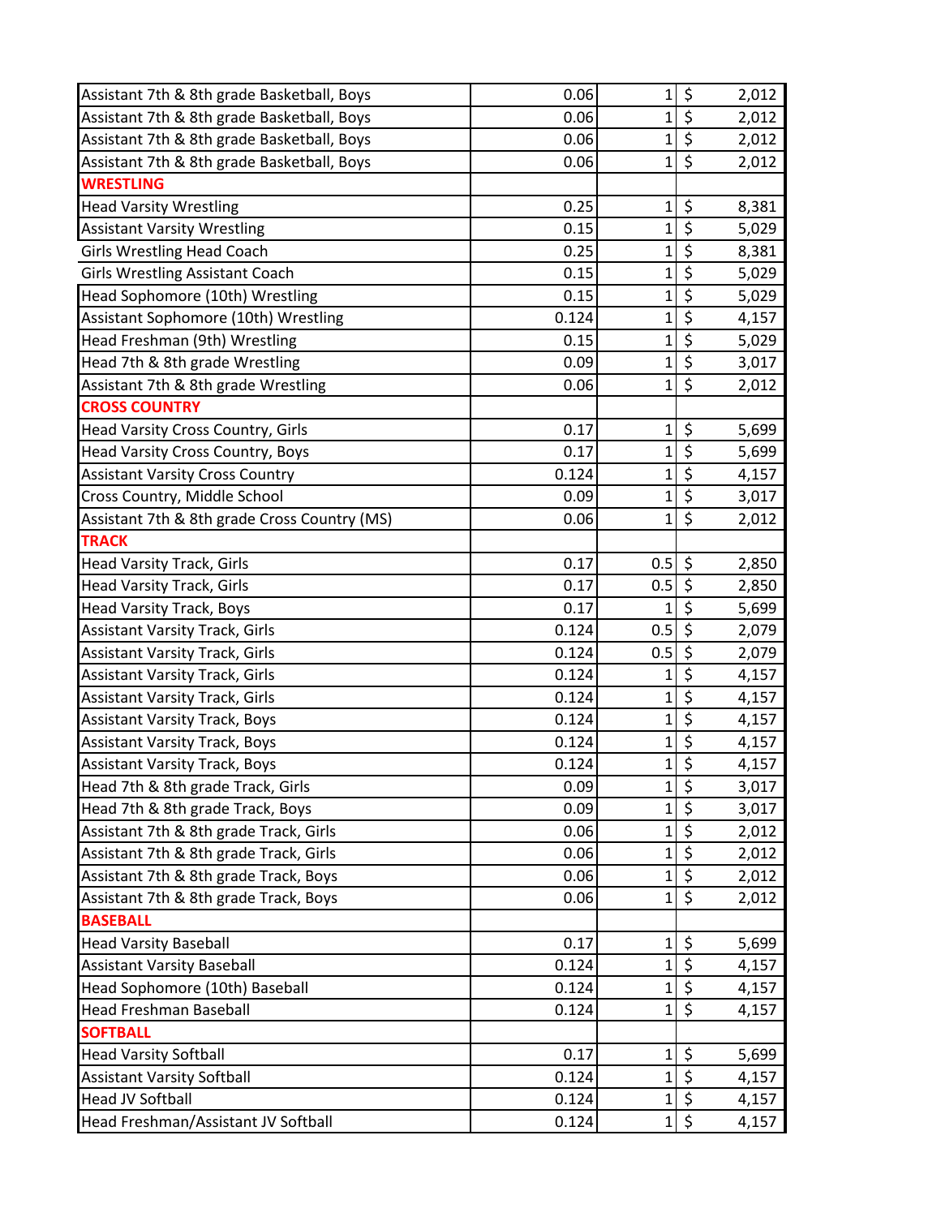| | | | |
|---|---|---|---|
| Assistant 7th & 8th grade Basketball, Boys | 0.06 | 1 | $ 2,012 |
| Assistant 7th & 8th grade Basketball, Boys | 0.06 | 1 | $ 2,012 |
| Assistant 7th & 8th grade Basketball, Boys | 0.06 | 1 | $ 2,012 |
| Assistant 7th & 8th grade Basketball, Boys | 0.06 | 1 | $ 2,012 |
| **WRESTLING** | | | |
| Head Varsity Wrestling | 0.25 | 1 | $ 8,381 |
| Assistant Varsity Wrestling | 0.15 | 1 | $ 5,029 |
| Girls Wrestling Head Coach | 0.25 | 1 | $ 8,381 |
| Girls Wrestling Assistant Coach | 0.15 | 1 | $ 5,029 |
| Head Sophomore (10th) Wrestling | 0.15 | 1 | $ 5,029 |
| Assistant Sophomore (10th) Wrestling | 0.124 | 1 | $ 4,157 |
| Head Freshman (9th) Wrestling | 0.15 | 1 | $ 5,029 |
| Head 7th & 8th grade Wrestling | 0.09 | 1 | $ 3,017 |
| Assistant 7th & 8th grade Wrestling | 0.06 | 1 | $ 2,012 |
| **CROSS COUNTRY** | | | |
| Head Varsity Cross Country, Girls | 0.17 | 1 | $ 5,699 |
| Head Varsity Cross Country, Boys | 0.17 | 1 | $ 5,699 |
| Assistant Varsity Cross Country | 0.124 | 1 | $ 4,157 |
| Cross Country, Middle School | 0.09 | 1 | $ 3,017 |
| Assistant 7th & 8th grade Cross Country (MS) | 0.06 | 1 | $ 2,012 |
| **TRACK** | | | |
| Head Varsity Track, Girls | 0.17 | 0.5 | $ 2,850 |
| Head Varsity Track, Girls | 0.17 | 0.5 | $ 2,850 |
| Head Varsity Track, Boys | 0.17 | 1 | $ 5,699 |
| Assistant Varsity Track, Girls | 0.124 | 0.5 | $ 2,079 |
| Assistant Varsity Track, Girls | 0.124 | 0.5 | $ 2,079 |
| Assistant Varsity Track, Girls | 0.124 | 1 | $ 4,157 |
| Assistant Varsity Track, Girls | 0.124 | 1 | $ 4,157 |
| Assistant Varsity Track, Boys | 0.124 | 1 | $ 4,157 |
| Assistant Varsity Track, Boys | 0.124 | 1 | $ 4,157 |
| Assistant Varsity Track, Boys | 0.124 | 1 | $ 4,157 |
| Head 7th & 8th grade Track, Girls | 0.09 | 1 | $ 3,017 |
| Head 7th & 8th grade Track, Boys | 0.09 | 1 | $ 3,017 |
| Assistant 7th & 8th grade Track, Girls | 0.06 | 1 | $ 2,012 |
| Assistant 7th & 8th grade Track, Girls | 0.06 | 1 | $ 2,012 |
| Assistant 7th & 8th grade Track, Boys | 0.06 | 1 | $ 2,012 |
| Assistant 7th & 8th grade Track, Boys | 0.06 | 1 | $ 2,012 |
| **BASEBALL** | | | |
| Head Varsity Baseball | 0.17 | 1 | $ 5,699 |
| Assistant Varsity Baseball | 0.124 | 1 | $ 4,157 |
| Head Sophomore (10th) Baseball | 0.124 | 1 | $ 4,157 |
| Head Freshman Baseball | 0.124 | 1 | $ 4,157 |
| **SOFTBALL** | | | |
| Head Varsity Softball | 0.17 | 1 | $ 5,699 |
| Assistant Varsity Softball | 0.124 | 1 | $ 4,157 |
| Head JV Softball | 0.124 | 1 | $ 4,157 |
| Head Freshman/Assistant JV Softball | 0.124 | 1 | $ 4,157 |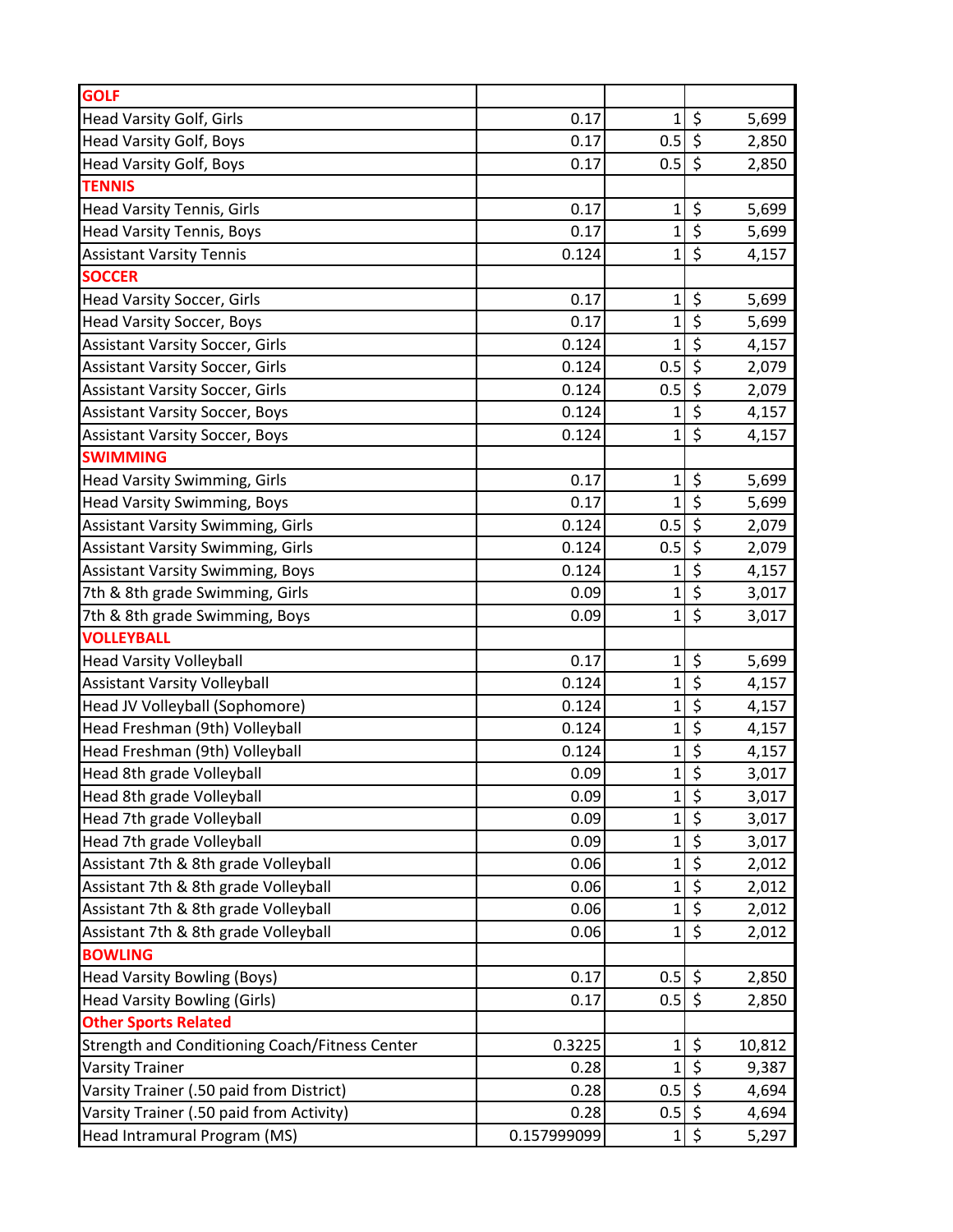| GOLF | | | |
|---|---|---|---|
| Head Varsity Golf, Girls | 0.17 | 1 | $ 5,699 |
| Head Varsity Golf, Boys | 0.17 | 0.5 | $ 2,850 |
| Head Varsity Golf, Boys | 0.17 | 0.5 | $ 2,850 |
| **TENNIS** | | | |
| Head Varsity Tennis, Girls | 0.17 | 1 | $ 5,699 |
| Head Varsity Tennis, Boys | 0.17 | 1 | $ 5,699 |
| Assistant Varsity Tennis | 0.124 | 1 | $ 4,157 |
| **SOCCER** | | | |
| Head Varsity Soccer, Girls | 0.17 | 1 | $ 5,699 |
| Head Varsity Soccer, Boys | 0.17 | 1 | $ 5,699 |
| Assistant Varsity Soccer, Girls | 0.124 | 1 | $ 4,157 |
| Assistant Varsity Soccer, Girls | 0.124 | 0.5 | $ 2,079 |
| Assistant Varsity Soccer, Girls | 0.124 | 0.5 | $ 2,079 |
| Assistant Varsity Soccer, Boys | 0.124 | 1 | $ 4,157 |
| Assistant Varsity Soccer, Boys | 0.124 | 1 | $ 4,157 |
| **SWIMMING** | | | |
| Head Varsity Swimming, Girls | 0.17 | 1 | $ 5,699 |
| Head Varsity Swimming, Boys | 0.17 | 1 | $ 5,699 |
| Assistant Varsity Swimming, Girls | 0.124 | 0.5 | $ 2,079 |
| Assistant Varsity Swimming, Girls | 0.124 | 0.5 | $ 2,079 |
| Assistant Varsity Swimming, Boys | 0.124 | 1 | $ 4,157 |
| 7th & 8th grade Swimming, Girls | 0.09 | 1 | $ 3,017 |
| 7th & 8th grade Swimming, Boys | 0.09 | 1 | $ 3,017 |
| **VOLLEYBALL** | | | |
| Head Varsity Volleyball | 0.17 | 1 | $ 5,699 |
| Assistant Varsity Volleyball | 0.124 | 1 | $ 4,157 |
| Head JV Volleyball (Sophomore) | 0.124 | 1 | $ 4,157 |
| Head Freshman (9th) Volleyball | 0.124 | 1 | $ 4,157 |
| Head Freshman (9th) Volleyball | 0.124 | 1 | $ 4,157 |
| Head 8th grade Volleyball | 0.09 | 1 | $ 3,017 |
| Head 8th grade Volleyball | 0.09 | 1 | $ 3,017 |
| Head 7th grade Volleyball | 0.09 | 1 | $ 3,017 |
| Head 7th grade Volleyball | 0.09 | 1 | $ 3,017 |
| Assistant 7th & 8th grade Volleyball | 0.06 | 1 | $ 2,012 |
| Assistant 7th & 8th grade Volleyball | 0.06 | 1 | $ 2,012 |
| Assistant 7th & 8th grade Volleyball | 0.06 | 1 | $ 2,012 |
| Assistant 7th & 8th grade Volleyball | 0.06 | 1 | $ 2,012 |
| **BOWLING** | | | |
| Head Varsity Bowling (Boys) | 0.17 | 0.5 | $ 2,850 |
| Head Varsity Bowling (Girls) | 0.17 | 0.5 | $ 2,850 |
| **Other Sports Related** | | | |
| Strength and Conditioning Coach/Fitness Center | 0.3225 | 1 | $ 10,812 |
| Varsity Trainer | 0.28 | 1 | $ 9,387 |
| Varsity Trainer (.50 paid from District) | 0.28 | 0.5 | $ 4,694 |
| Varsity Trainer (.50 paid from Activity) | 0.28 | 0.5 | $ 4,694 |
| Head Intramural Program (MS) | 0.157999099 | 1 | $ 5,297 |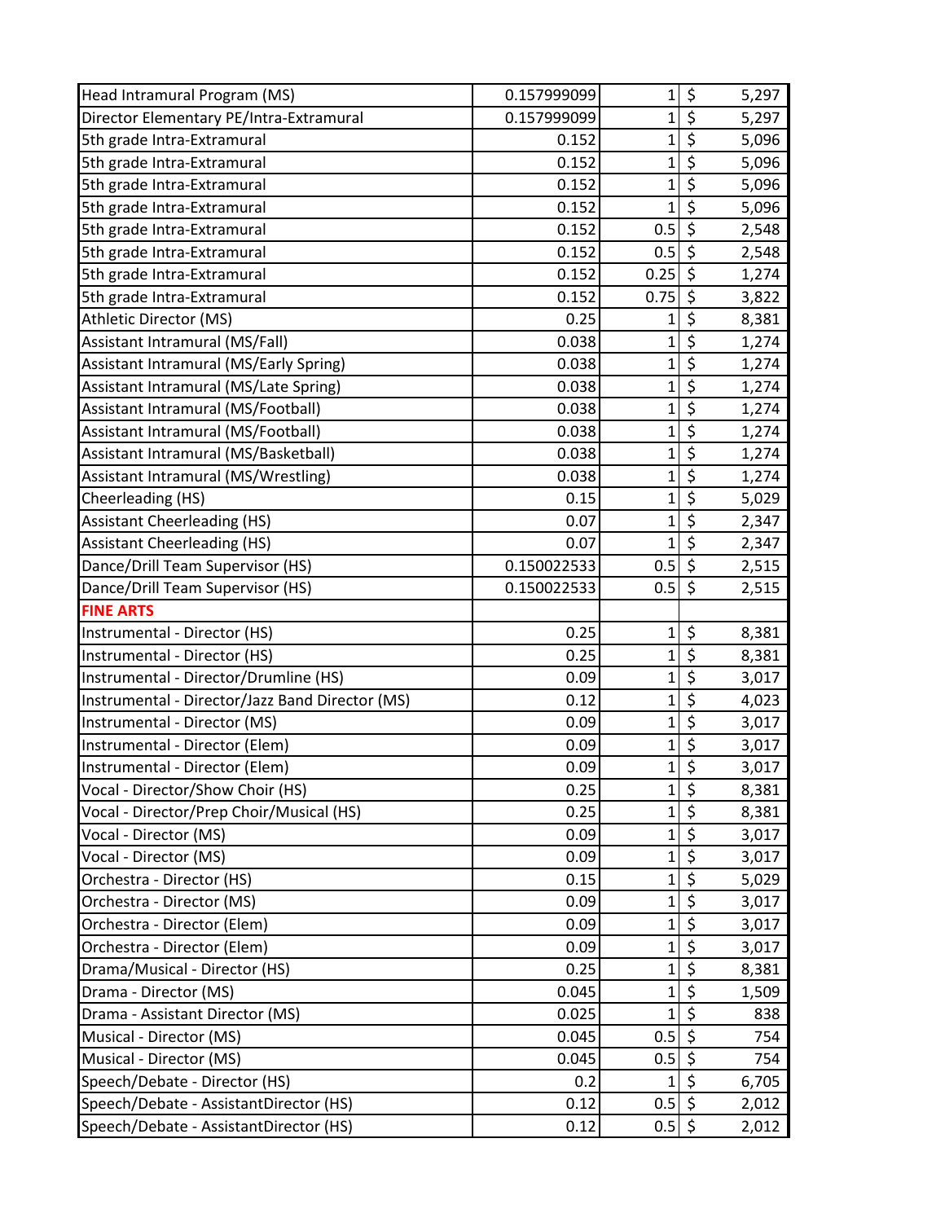| | | | |
|---|---|---|---|
| Head Intramural Program (MS) | 0.157999099 | 1 | $ 5,297 |
| Director Elementary PE/Intra-Extramural | 0.157999099 | 1 | $ 5,297 |
| 5th grade Intra-Extramural | 0.152 | 1 | $ 5,096 |
| 5th grade Intra-Extramural | 0.152 | 1 | $ 5,096 |
| 5th grade Intra-Extramural | 0.152 | 1 | $ 5,096 |
| 5th grade Intra-Extramural | 0.152 | 1 | $ 5,096 |
| 5th grade Intra-Extramural | 0.152 | 0.5 | $ 2,548 |
| 5th grade Intra-Extramural | 0.152 | 0.5 | $ 2,548 |
| 5th grade Intra-Extramural | 0.152 | 0.25 | $ 1,274 |
| 5th grade Intra-Extramural | 0.152 | 0.75 | $ 3,822 |
| Athletic Director (MS) | 0.25 | 1 | $ 8,381 |
| Assistant Intramural (MS/Fall) | 0.038 | 1 | $ 1,274 |
| Assistant Intramural (MS/Early Spring) | 0.038 | 1 | $ 1,274 |
| Assistant Intramural (MS/Late Spring) | 0.038 | 1 | $ 1,274 |
| Assistant Intramural (MS/Football) | 0.038 | 1 | $ 1,274 |
| Assistant Intramural (MS/Football) | 0.038 | 1 | $ 1,274 |
| Assistant Intramural (MS/Basketball) | 0.038 | 1 | $ 1,274 |
| Assistant Intramural (MS/Wrestling) | 0.038 | 1 | $ 1,274 |
| Cheerleading (HS) | 0.15 | 1 | $ 5,029 |
| Assistant Cheerleading (HS) | 0.07 | 1 | $ 2,347 |
| Assistant Cheerleading (HS) | 0.07 | 1 | $ 2,347 |
| Dance/Drill Team Supervisor (HS) | 0.150022533 | 0.5 | $ 2,515 |
| Dance/Drill Team Supervisor (HS) | 0.150022533 | 0.5 | $ 2,515 |
| **FINE ARTS** | | | |
| Instrumental - Director (HS) | 0.25 | 1 | $ 8,381 |
| Instrumental - Director (HS) | 0.25 | 1 | $ 8,381 |
| Instrumental - Director/Drumline (HS) | 0.09 | 1 | $ 3,017 |
| Instrumental - Director/Jazz Band Director (MS) | 0.12 | 1 | $ 4,023 |
| Instrumental - Director (MS) | 0.09 | 1 | $ 3,017 |
| Instrumental - Director (Elem) | 0.09 | 1 | $ 3,017 |
| Instrumental - Director (Elem) | 0.09 | 1 | $ 3,017 |
| Vocal - Director/Show Choir (HS) | 0.25 | 1 | $ 8,381 |
| Vocal - Director/Prep Choir/Musical (HS) | 0.25 | 1 | $ 8,381 |
| Vocal - Director (MS) | 0.09 | 1 | $ 3,017 |
| Vocal - Director (MS) | 0.09 | 1 | $ 3,017 |
| Orchestra - Director (HS) | 0.15 | 1 | $ 5,029 |
| Orchestra - Director (MS) | 0.09 | 1 | $ 3,017 |
| Orchestra - Director (Elem) | 0.09 | 1 | $ 3,017 |
| Orchestra - Director (Elem) | 0.09 | 1 | $ 3,017 |
| Drama/Musical - Director (HS) | 0.25 | 1 | $ 8,381 |
| Drama - Director (MS) | 0.045 | 1 | $ 1,509 |
| Drama - Assistant Director (MS) | 0.025 | 1 | $ 838 |
| Musical - Director (MS) | 0.045 | 0.5 | $ 754 |
| Musical - Director (MS) | 0.045 | 0.5 | $ 754 |
| Speech/Debate - Director (HS) | 0.2 | 1 | $ 6,705 |
| Speech/Debate - AssistantDirector (HS) | 0.12 | 0.5 | $ 2,012 |
| Speech/Debate - AssistantDirector (HS) | 0.12 | 0.5 | $ 2,012 |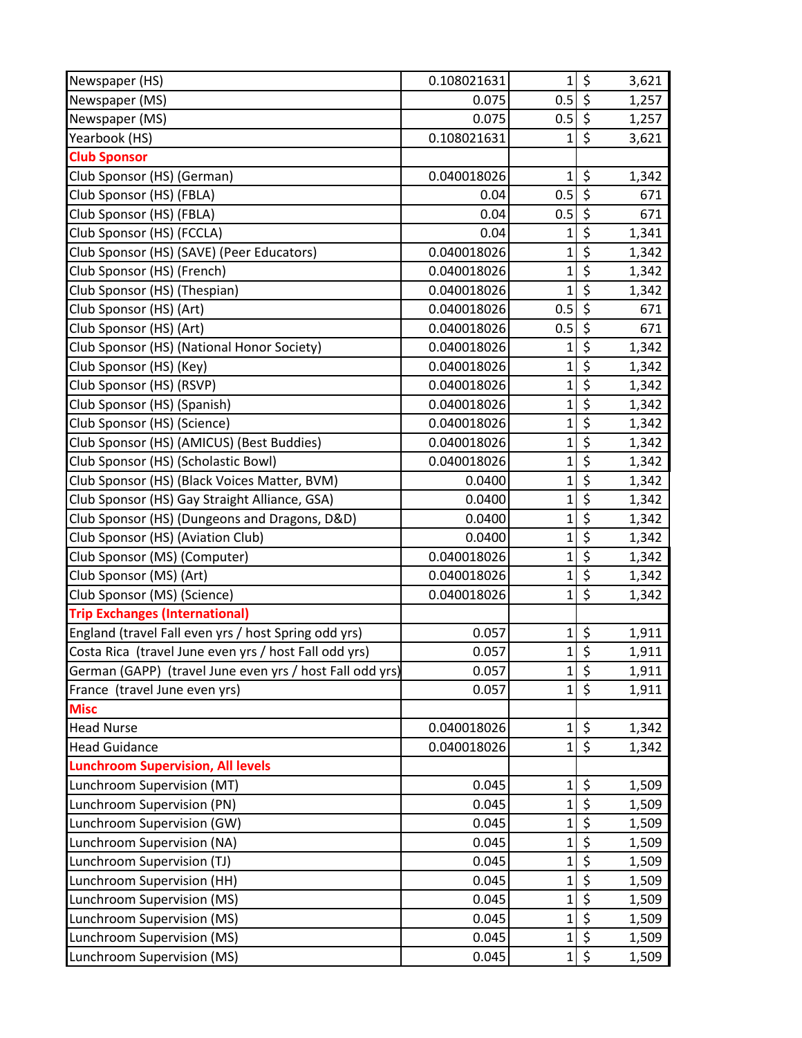| | | | |
|---|---|---|---|
| Newspaper (HS) | 0.108021631 | 1 | $ 3,621 |
| Newspaper (MS) | 0.075 | 0.5 | $ 1,257 |
| Newspaper (MS) | 0.075 | 0.5 | $ 1,257 |
| Yearbook (HS) | 0.108021631 | 1 | $ 3,621 |
| **Club Sponsor** | | | |
| Club Sponsor (HS) (German) | 0.040018026 | 1 | $ 1,342 |
| Club Sponsor (HS) (FBLA) | 0.04 | 0.5 | $ 671 |
| Club Sponsor (HS) (FBLA) | 0.04 | 0.5 | $ 671 |
| Club Sponsor (HS) (FCCLA) | 0.04 | 1 | $ 1,341 |
| Club Sponsor (HS) (SAVE) (Peer Educators) | 0.040018026 | 1 | $ 1,342 |
| Club Sponsor (HS) (French) | 0.040018026 | 1 | $ 1,342 |
| Club Sponsor (HS) (Thespian) | 0.040018026 | 1 | $ 1,342 |
| Club Sponsor (HS) (Art) | 0.040018026 | 0.5 | $ 671 |
| Club Sponsor (HS) (Art) | 0.040018026 | 0.5 | $ 671 |
| Club Sponsor (HS) (National Honor Society) | 0.040018026 | 1 | $ 1,342 |
| Club Sponsor (HS) (Key) | 0.040018026 | 1 | $ 1,342 |
| Club Sponsor (HS) (RSVP) | 0.040018026 | 1 | $ 1,342 |
| Club Sponsor (HS) (Spanish) | 0.040018026 | 1 | $ 1,342 |
| Club Sponsor (HS) (Science) | 0.040018026 | 1 | $ 1,342 |
| Club Sponsor (HS) (AMICUS) (Best Buddies) | 0.040018026 | 1 | $ 1,342 |
| Club Sponsor (HS) (Scholastic Bowl) | 0.040018026 | 1 | $ 1,342 |
| Club Sponsor (HS) (Black Voices Matter, BVM) | 0.0400 | 1 | $ 1,342 |
| Club Sponsor (HS) Gay Straight Alliance, GSA) | 0.0400 | 1 | $ 1,342 |
| Club Sponsor (HS) (Dungeons and Dragons, D&D) | 0.0400 | 1 | $ 1,342 |
| Club Sponsor (HS) (Aviation Club) | 0.0400 | 1 | $ 1,342 |
| Club Sponsor (MS) (Computer) | 0.040018026 | 1 | $ 1,342 |
| Club Sponsor (MS) (Art) | 0.040018026 | 1 | $ 1,342 |
| Club Sponsor (MS) (Science) | 0.040018026 | 1 | $ 1,342 |
| **Trip Exchanges (International)** | | | |
| England (travel Fall even yrs / host Spring odd yrs) | 0.057 | 1 | $ 1,911 |
| Costa Rica (travel June even yrs / host Fall odd yrs) | 0.057 | 1 | $ 1,911 |
| German (GAPP) (travel June even yrs / host Fall odd yrs) | 0.057 | 1 | $ 1,911 |
| France (travel June even yrs) | 0.057 | 1 | $ 1,911 |
| **Misc** | | | |
| Head Nurse | 0.040018026 | 1 | $ 1,342 |
| Head Guidance | 0.040018026 | 1 | $ 1,342 |
| **Lunchroom Supervision, All levels** | | | |
| Lunchroom Supervision (MT) | 0.045 | 1 | $ 1,509 |
| Lunchroom Supervision (PN) | 0.045 | 1 | $ 1,509 |
| Lunchroom Supervision (GW) | 0.045 | 1 | $ 1,509 |
| Lunchroom Supervision (NA) | 0.045 | 1 | $ 1,509 |
| Lunchroom Supervision (TJ) | 0.045 | 1 | $ 1,509 |
| Lunchroom Supervision (HH) | 0.045 | 1 | $ 1,509 |
| Lunchroom Supervision (MS) | 0.045 | 1 | $ 1,509 |
| Lunchroom Supervision (MS) | 0.045 | 1 | $ 1,509 |
| Lunchroom Supervision (MS) | 0.045 | 1 | $ 1,509 |
| Lunchroom Supervision (MS) | 0.045 | 1 | $ 1,509 |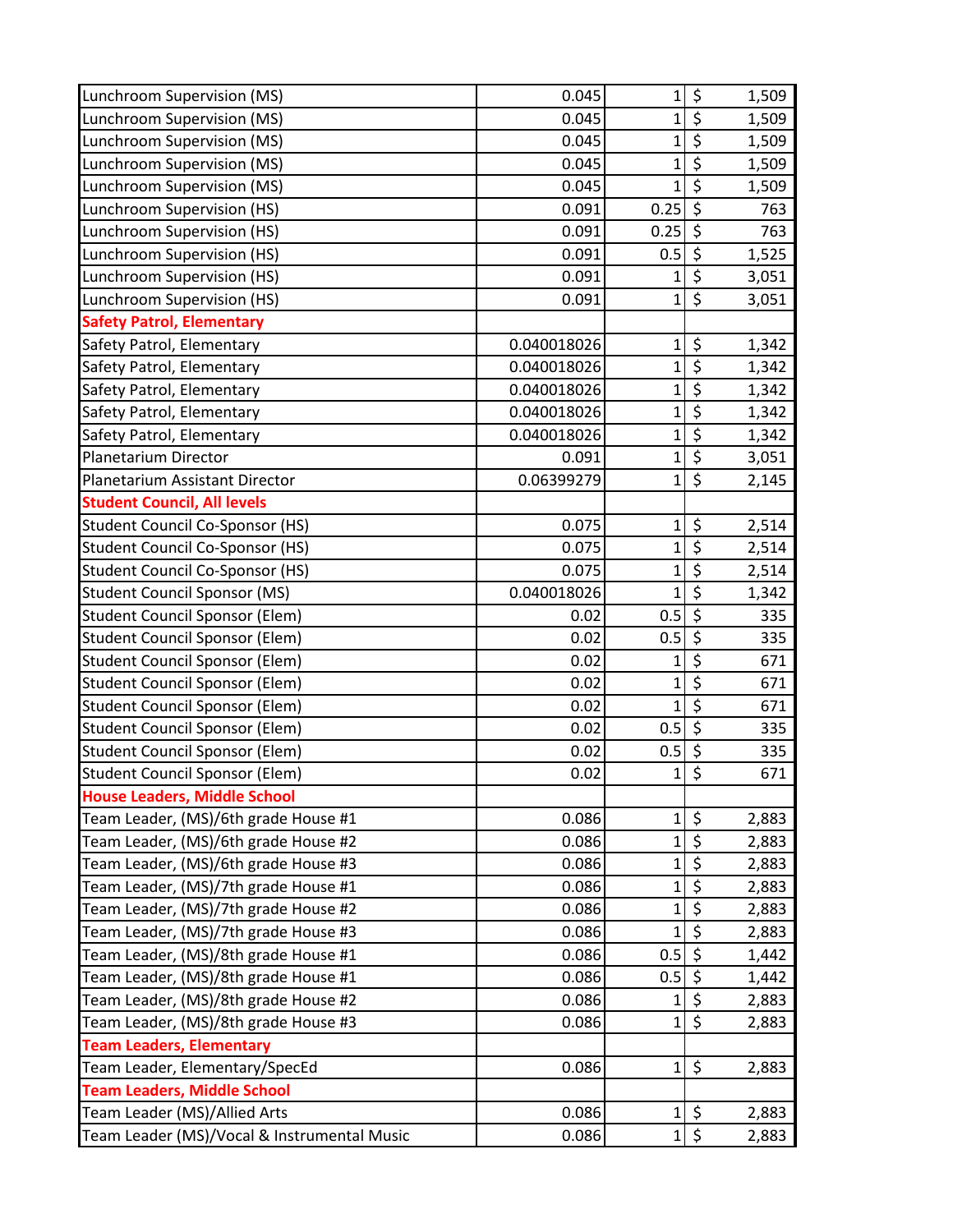| | | | |
|---|---|---|---|
| Lunchroom Supervision (MS) | 0.045 | 1 | $ 1,509 |
| Lunchroom Supervision (MS) | 0.045 | 1 | $ 1,509 |
| Lunchroom Supervision (MS) | 0.045 | 1 | $ 1,509 |
| Lunchroom Supervision (MS) | 0.045 | 1 | $ 1,509 |
| Lunchroom Supervision (MS) | 0.045 | 1 | $ 1,509 |
| Lunchroom Supervision (HS) | 0.091 | 0.25 | $ 763 |
| Lunchroom Supervision (HS) | 0.091 | 0.25 | $ 763 |
| Lunchroom Supervision (HS) | 0.091 | 0.5 | $ 1,525 |
| Lunchroom Supervision (HS) | 0.091 | 1 | $ 3,051 |
| Lunchroom Supervision (HS) | 0.091 | 1 | $ 3,051 |
| **Safety Patrol, Elementary** | | | |
| Safety Patrol, Elementary | 0.040018026 | 1 | $ 1,342 |
| Safety Patrol, Elementary | 0.040018026 | 1 | $ 1,342 |
| Safety Patrol, Elementary | 0.040018026 | 1 | $ 1,342 |
| Safety Patrol, Elementary | 0.040018026 | 1 | $ 1,342 |
| Safety Patrol, Elementary | 0.040018026 | 1 | $ 1,342 |
| Planetarium Director | 0.091 | 1 | $ 3,051 |
| Planetarium Assistant Director | 0.06399279 | 1 | $ 2,145 |
| **Student Council, All levels** | | | |
| Student Council Co-Sponsor (HS) | 0.075 | 1 | $ 2,514 |
| Student Council Co-Sponsor (HS) | 0.075 | 1 | $ 2,514 |
| Student Council Co-Sponsor (HS) | 0.075 | 1 | $ 2,514 |
| Student Council Sponsor (MS) | 0.040018026 | 1 | $ 1,342 |
| Student Council Sponsor (Elem) | 0.02 | 0.5 | $ 335 |
| Student Council Sponsor (Elem) | 0.02 | 0.5 | $ 335 |
| Student Council Sponsor (Elem) | 0.02 | 1 | $ 671 |
| Student Council Sponsor (Elem) | 0.02 | 1 | $ 671 |
| Student Council Sponsor (Elem) | 0.02 | 1 | $ 671 |
| Student Council Sponsor (Elem) | 0.02 | 0.5 | $ 335 |
| Student Council Sponsor (Elem) | 0.02 | 0.5 | $ 335 |
| Student Council Sponsor (Elem) | 0.02 | 1 | $ 671 |
| **House Leaders, Middle School** | | | |
| Team Leader, (MS)/6th grade House #1 | 0.086 | 1 | $ 2,883 |
| Team Leader, (MS)/6th grade House #2 | 0.086 | 1 | $ 2,883 |
| Team Leader, (MS)/6th grade House #3 | 0.086 | 1 | $ 2,883 |
| Team Leader, (MS)/7th grade House #1 | 0.086 | 1 | $ 2,883 |
| Team Leader, (MS)/7th grade House #2 | 0.086 | 1 | $ 2,883 |
| Team Leader, (MS)/7th grade House #3 | 0.086 | 1 | $ 2,883 |
| Team Leader, (MS)/8th grade House #1 | 0.086 | 0.5 | $ 1,442 |
| Team Leader, (MS)/8th grade House #1 | 0.086 | 0.5 | $ 1,442 |
| Team Leader, (MS)/8th grade House #2 | 0.086 | 1 | $ 2,883 |
| Team Leader, (MS)/8th grade House #3 | 0.086 | 1 | $ 2,883 |
| **Team Leaders, Elementary** | | | |
| Team Leader, Elementary/SpecEd | 0.086 | 1 | $ 2,883 |
| **Team Leaders, Middle School** | | | |
| Team Leader (MS)/Allied Arts | 0.086 | 1 | $ 2,883 |
| Team Leader (MS)/Vocal & Instrumental Music | 0.086 | 1 | $ 2,883 |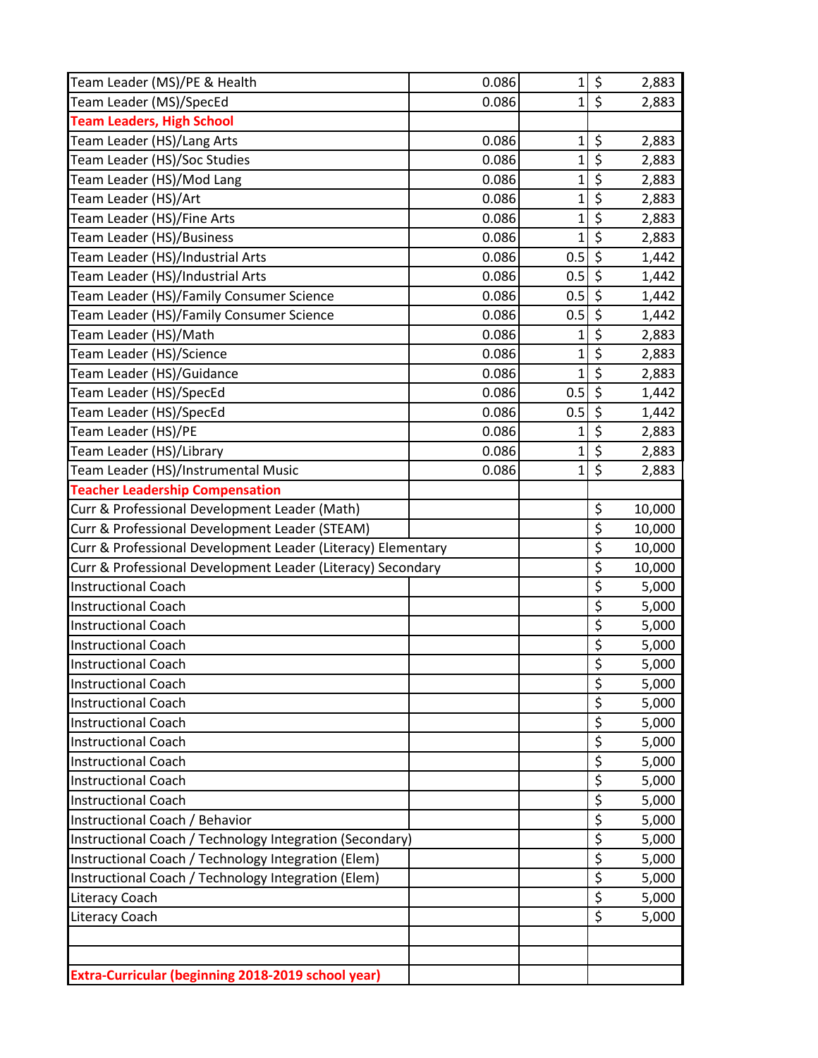| | | | |
|---|---|---|---|
| Team Leader (MS)/PE & Health | 0.086 | 1 | $ 2,883 |
| Team Leader (MS)/SpecEd | 0.086 | 1 | $ 2,883 |
| **Team Leaders, High School** | | | |
| Team Leader (HS)/Lang Arts | 0.086 | 1 | $ 2,883 |
| Team Leader (HS)/Soc Studies | 0.086 | 1 | $ 2,883 |
| Team Leader (HS)/Mod Lang | 0.086 | 1 | $ 2,883 |
| Team Leader (HS)/Art | 0.086 | 1 | $ 2,883 |
| Team Leader (HS)/Fine Arts | 0.086 | 1 | $ 2,883 |
| Team Leader (HS)/Business | 0.086 | 1 | $ 2,883 |
| Team Leader (HS)/Industrial Arts | 0.086 | 0.5 | $ 1,442 |
| Team Leader (HS)/Industrial Arts | 0.086 | 0.5 | $ 1,442 |
| Team Leader (HS)/Family Consumer Science | 0.086 | 0.5 | $ 1,442 |
| Team Leader (HS)/Family Consumer Science | 0.086 | 0.5 | $ 1,442 |
| Team Leader (HS)/Math | 0.086 | 1 | $ 2,883 |
| Team Leader (HS)/Science | 0.086 | 1 | $ 2,883 |
| Team Leader (HS)/Guidance | 0.086 | 1 | $ 2,883 |
| Team Leader (HS)/SpecEd | 0.086 | 0.5 | $ 1,442 |
| Team Leader (HS)/SpecEd | 0.086 | 0.5 | $ 1,442 |
| Team Leader (HS)/PE | 0.086 | 1 | $ 2,883 |
| Team Leader (HS)/Library | 0.086 | 1 | $ 2,883 |
| Team Leader (HS)/Instrumental Music | 0.086 | 1 | $ 2,883 |
| **Teacher Leadership Compensation** | | | |
| Curr & Professional Development Leader (Math) | | | $ 10,000 |
| Curr & Professional Development Leader (STEAM) | | | $ 10,000 |
| Curr & Professional Development Leader (Literacy) Elementary | | | $ 10,000 |
| Curr & Professional Development Leader (Literacy) Secondary | | | $ 10,000 |
| Instructional Coach | | | $ 5,000 |
| Instructional Coach | | | $ 5,000 |
| Instructional Coach | | | $ 5,000 |
| Instructional Coach | | | $ 5,000 |
| Instructional Coach | | | $ 5,000 |
| Instructional Coach | | | $ 5,000 |
| Instructional Coach | | | $ 5,000 |
| Instructional Coach | | | $ 5,000 |
| Instructional Coach | | | $ 5,000 |
| Instructional Coach | | | $ 5,000 |
| Instructional Coach | | | $ 5,000 |
| Instructional Coach | | | $ 5,000 |
| Instructional Coach / Behavior | | | $ 5,000 |
| Instructional Coach / Technology Integration (Secondary) | | | $ 5,000 |
| Instructional Coach / Technology Integration (Elem) | | | $ 5,000 |
| Instructional Coach / Technology Integration (Elem) | | | $ 5,000 |
| Literacy Coach | | | $ 5,000 |
| Literacy Coach | | | $ 5,000 |
| | | | |
| | | | |
| **Extra-Curricular (beginning 2018-2019 school year)** | | | |